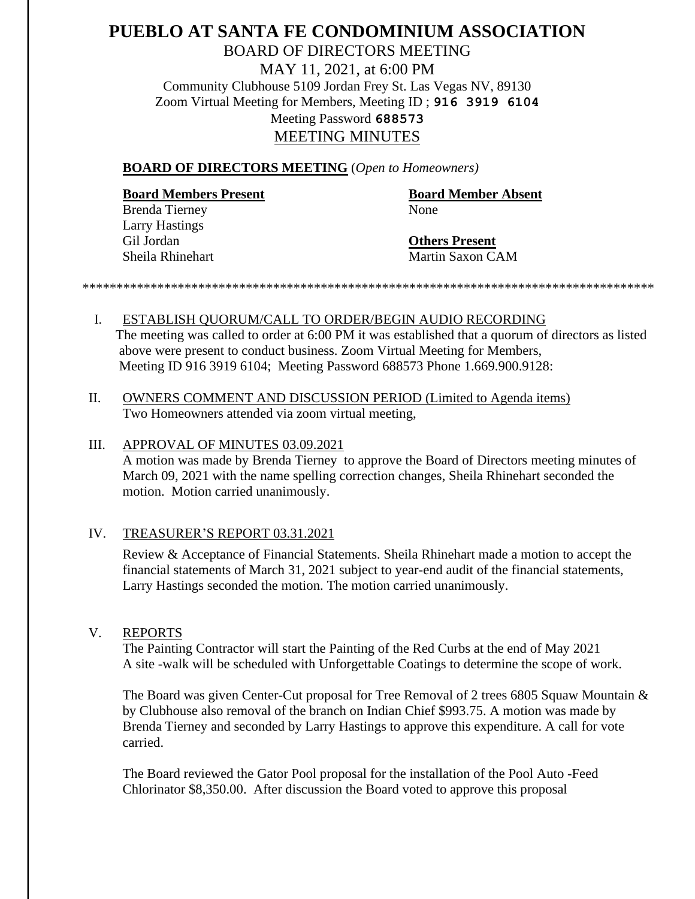# PUEBLO AT SANTA FE CONDOMINIUM ASSOCIATION

BOARD OF DIRECTORS MEETING

MAY 11, 2021, at 6:00 PM

Community Clubhouse 5109 Jordan Frey St. Las Vegas NV, 89130

Zoom Virtual Meeting for Members, Meeting ID ; **916 3919 6104**

Meeting Password **688573**

MEETING MINUTES

**BOARD OF DIRECTORS MEETING** (*Open to Homeowners)*

**Board Members Present**
Brenda Tierney
Larry Hastings
Gil Jordan
Sheila Rhinehart

**Board Member Absent**
None

**Others Present**
Martin Saxon CAM

***************************************************************************************

I. ESTABLISH QUORUM/CALL TO ORDER/BEGIN AUDIO RECORDING

The meeting was called to order at 6:00 PM it was established that a quorum of directors as listed above were present to conduct business. Zoom Virtual Meeting for Members, Meeting ID 916 3919 6104; Meeting Password 688573 Phone 1.669.900.9128:

II. OWNERS COMMENT AND DISCUSSION PERIOD (Limited to Agenda items)

Two Homeowners attended via zoom virtual meeting,

III. APPROVAL OF MINUTES 03.09.2021

A motion was made by Brenda Tierney to approve the Board of Directors meeting minutes of March 09, 2021 with the name spelling correction changes, Sheila Rhinehart seconded the motion. Motion carried unanimously.

IV. TREASURER'S REPORT 03.31.2021

Review & Acceptance of Financial Statements. Sheila Rhinehart made a motion to accept the financial statements of March 31, 2021 subject to year-end audit of the financial statements, Larry Hastings seconded the motion. The motion carried unanimously.

V. REPORTS

The Painting Contractor will start the Painting of the Red Curbs at the end of May 2021 A site -walk will be scheduled with Unforgettable Coatings to determine the scope of work.

The Board was given Center-Cut proposal for Tree Removal of 2 trees 6805 Squaw Mountain & by Clubhouse also removal of the branch on Indian Chief $993.75. A motion was made by Brenda Tierney and seconded by Larry Hastings to approve this expenditure. A call for vote carried.

The Board reviewed the Gator Pool proposal for the installation of the Pool Auto -Feed Chlorinator $8,350.00. After discussion the Board voted to approve this proposal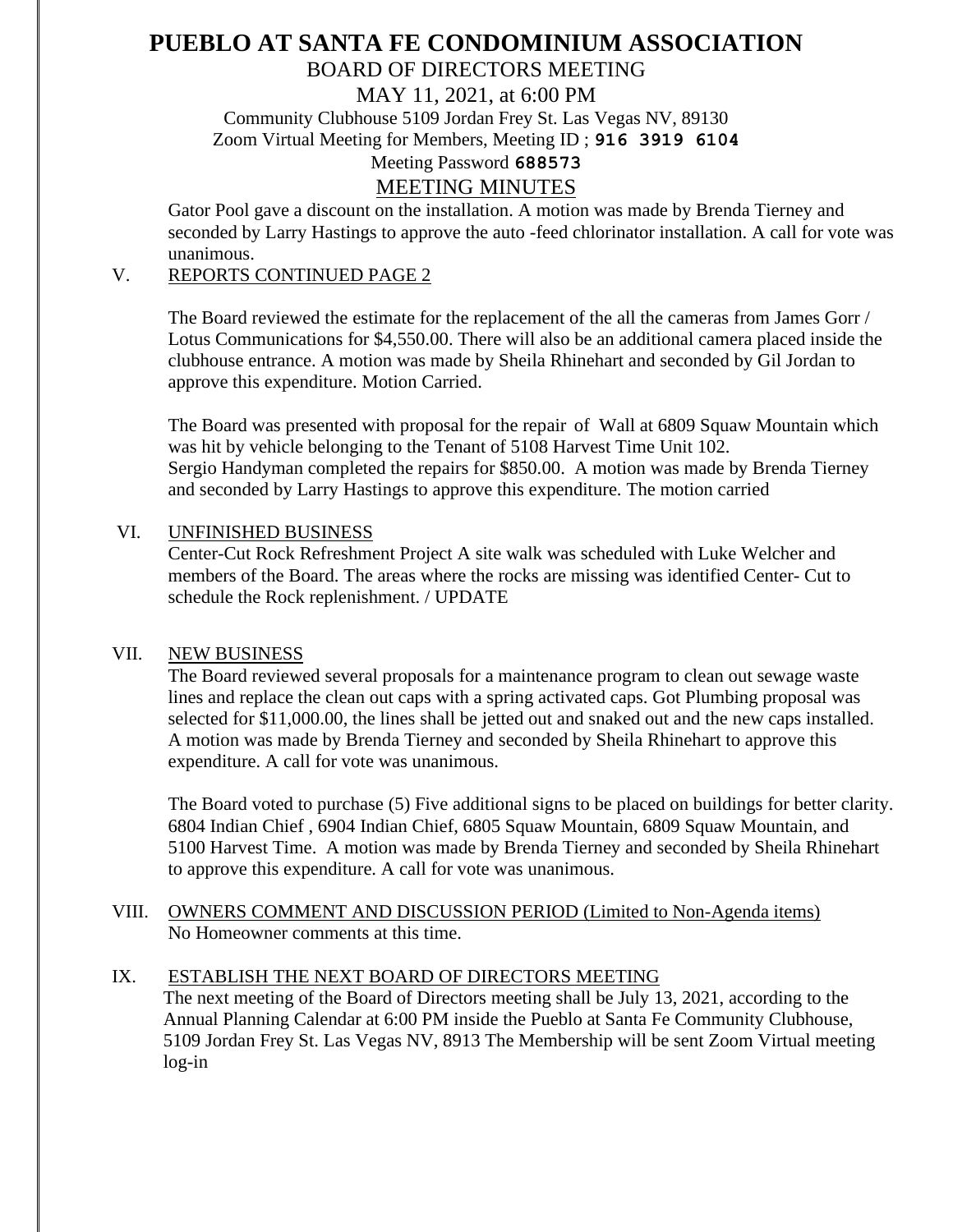# PUEBLO AT SANTA FE CONDOMINIUM ASSOCIATION

BOARD OF DIRECTORS MEETING

MAY 11, 2021, at 6:00 PM

Community Clubhouse 5109 Jordan Frey St. Las Vegas NV, 89130

Zoom Virtual Meeting for Members, Meeting ID ; **916 3919 6104**

Meeting Password **688573**

## MEETING MINUTES

Gator Pool gave a discount on the installation. A motion was made by Brenda Tierney and seconded by Larry Hastings to approve the auto -feed chlorinator installation. A call for vote was unanimous.

V. REPORTS CONTINUED PAGE 2

The Board reviewed the estimate for the replacement of the all the cameras from James Gorr / Lotus Communications for $4,550.00. There will also be an additional camera placed inside the clubhouse entrance. A motion was made by Sheila Rhinehart and seconded by Gil Jordan to approve this expenditure. Motion Carried.

The Board was presented with proposal for the repair of Wall at 6809 Squaw Mountain which was hit by vehicle belonging to the Tenant of 5108 Harvest Time Unit 102. Sergio Handyman completed the repairs for $850.00. A motion was made by Brenda Tierney and seconded by Larry Hastings to approve this expenditure. The motion carried

VI. UNFINISHED BUSINESS

Center-Cut Rock Refreshment Project A site walk was scheduled with Luke Welcher and members of the Board. The areas where the rocks are missing was identified Center- Cut to schedule the Rock replenishment. / UPDATE

VII. NEW BUSINESS

The Board reviewed several proposals for a maintenance program to clean out sewage waste lines and replace the clean out caps with a spring activated caps. Got Plumbing proposal was selected for $11,000.00, the lines shall be jetted out and snaked out and the new caps installed. A motion was made by Brenda Tierney and seconded by Sheila Rhinehart to approve this expenditure. A call for vote was unanimous.

The Board voted to purchase (5) Five additional signs to be placed on buildings for better clarity. 6804 Indian Chief , 6904 Indian Chief, 6805 Squaw Mountain, 6809 Squaw Mountain, and 5100 Harvest Time. A motion was made by Brenda Tierney and seconded by Sheila Rhinehart to approve this expenditure. A call for vote was unanimous.

VIII. OWNERS COMMENT AND DISCUSSION PERIOD (Limited to Non-Agenda items)

No Homeowner comments at this time.

IX. ESTABLISH THE NEXT BOARD OF DIRECTORS MEETING

The next meeting of the Board of Directors meeting shall be July 13, 2021, according to the Annual Planning Calendar at 6:00 PM inside the Pueblo at Santa Fe Community Clubhouse, 5109 Jordan Frey St. Las Vegas NV, 8913 The Membership will be sent Zoom Virtual meeting log-in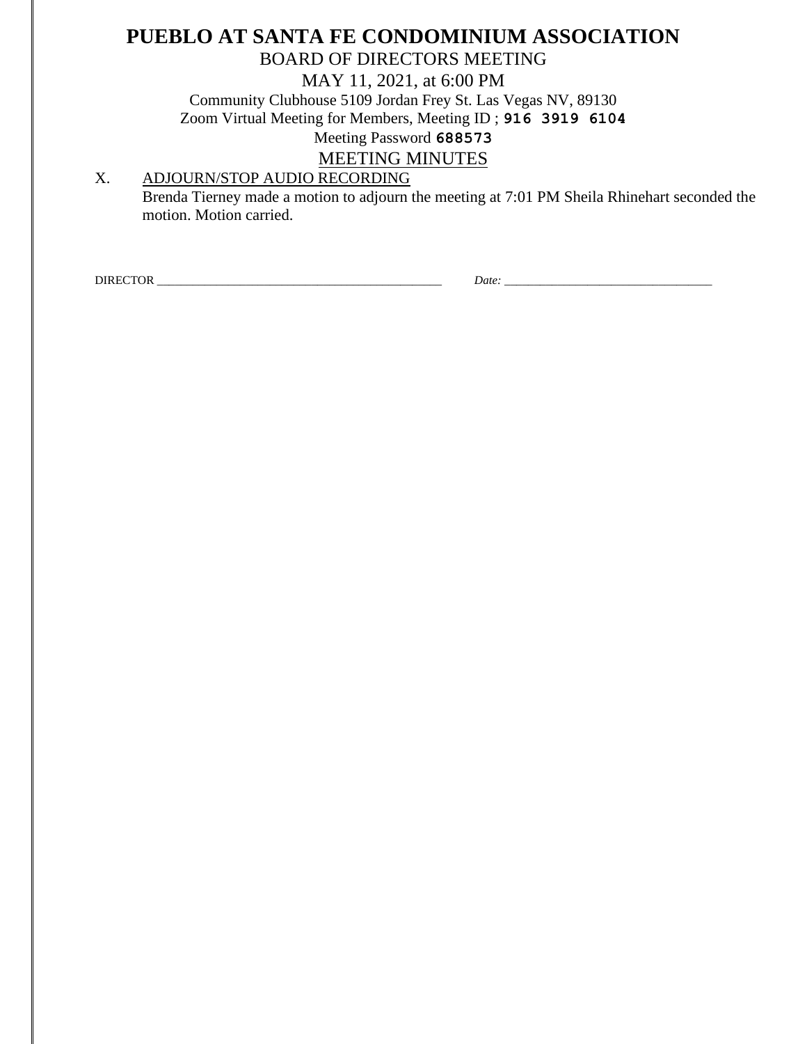# PUEBLO AT SANTA FE CONDOMINIUM ASSOCIATION

BOARD OF DIRECTORS MEETING

MAY 11, 2021, at 6:00 PM

Community Clubhouse 5109 Jordan Frey St. Las Vegas NV, 89130

Zoom Virtual Meeting for Members, Meeting ID ; **916 3919 6104**

Meeting Password **688573**

## MEETING MINUTES

X. ADJOURN/STOP AUDIO RECORDING

Brenda Tierney made a motion to adjourn the meeting at 7:01 PM Sheila Rhinehart seconded the motion. Motion carried.

DIRECTOR _______________________________________________ *Date:* __________________________________